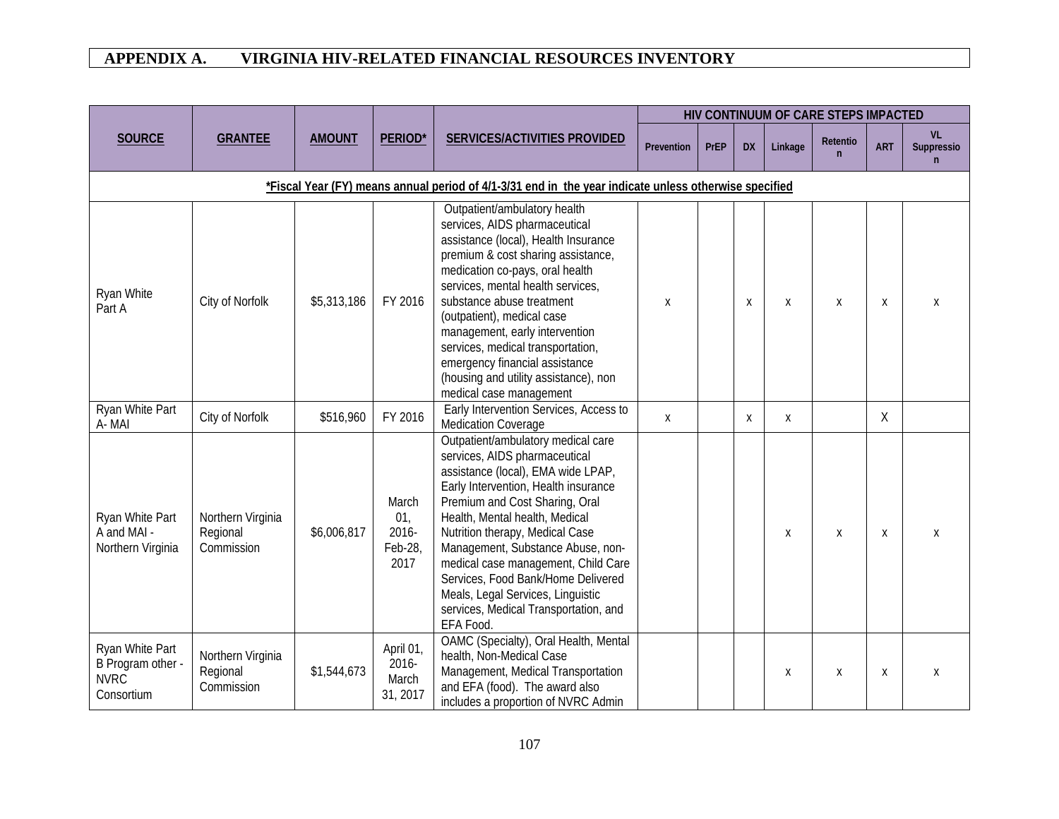# APPENDIX A. VIRGINIA HIV-RELATED FINANCIAL RESOURCES INVENTORY

| SOURCE | GRANTEE | AMOUNT | PERIOD* | SERVICES/ACTIVITIES PROVIDED | HIV CONTINUUM OF CARE STEPS IMPACTED | | | | | | |
|---|---|---|---|---|---|---|---|---|---|---|---|
| | | | | | Prevention | PrEP | DX | Linkage | Retention | ART | VL Suppression |
| *Fiscal Year (FY) means annual period of 4/1-3/31 end in the year indicate unless otherwise specified | | | | | | | | | | | |
| Ryan White Part A | City of Norfolk | $5,313,186 | FY 2016 | Outpatient/ambulatory health services, AIDS pharmaceutical assistance (local), Health Insurance premium & cost sharing assistance, medication co-pays, oral health services, mental health services, substance abuse treatment (outpatient), medical case management, early intervention services, medical transportation, emergency financial assistance (housing and utility assistance), non medical case management | x | | x | x | x | x | x |
| Ryan White Part A- MAI | City of Norfolk | $516,960 | FY 2016 | Early Intervention Services, Access to Medication Coverage | x | | x | x | | X | |
| Ryan White Part A and MAI - Northern Virginia | Northern Virginia Regional Commission | $6,006,817 | March 01, 2016- Feb-28, 2017 | Outpatient/ambulatory medical care services, AIDS pharmaceutical assistance (local), EMA wide LPAP, Early Intervention, Health insurance Premium and Cost Sharing, Oral Health, Mental health, Medical Nutrition therapy, Medical Case Management, Substance Abuse, non-medical case management, Child Care Services, Food Bank/Home Delivered Meals, Legal Services, Linguistic services, Medical Transportation, and EFA Food. | | | | x | x | x | x |
| Ryan White Part B Program other - NVRC Consortium | Northern Virginia Regional Commission | $1,544,673 | April 01, 2016- March 31, 2017 | OAMC (Specialty), Oral Health, Mental health, Non-Medical Case Management, Medical Transportation and EFA (food). The award also includes a proportion of NVRC Admin | | | | x | x | x | x |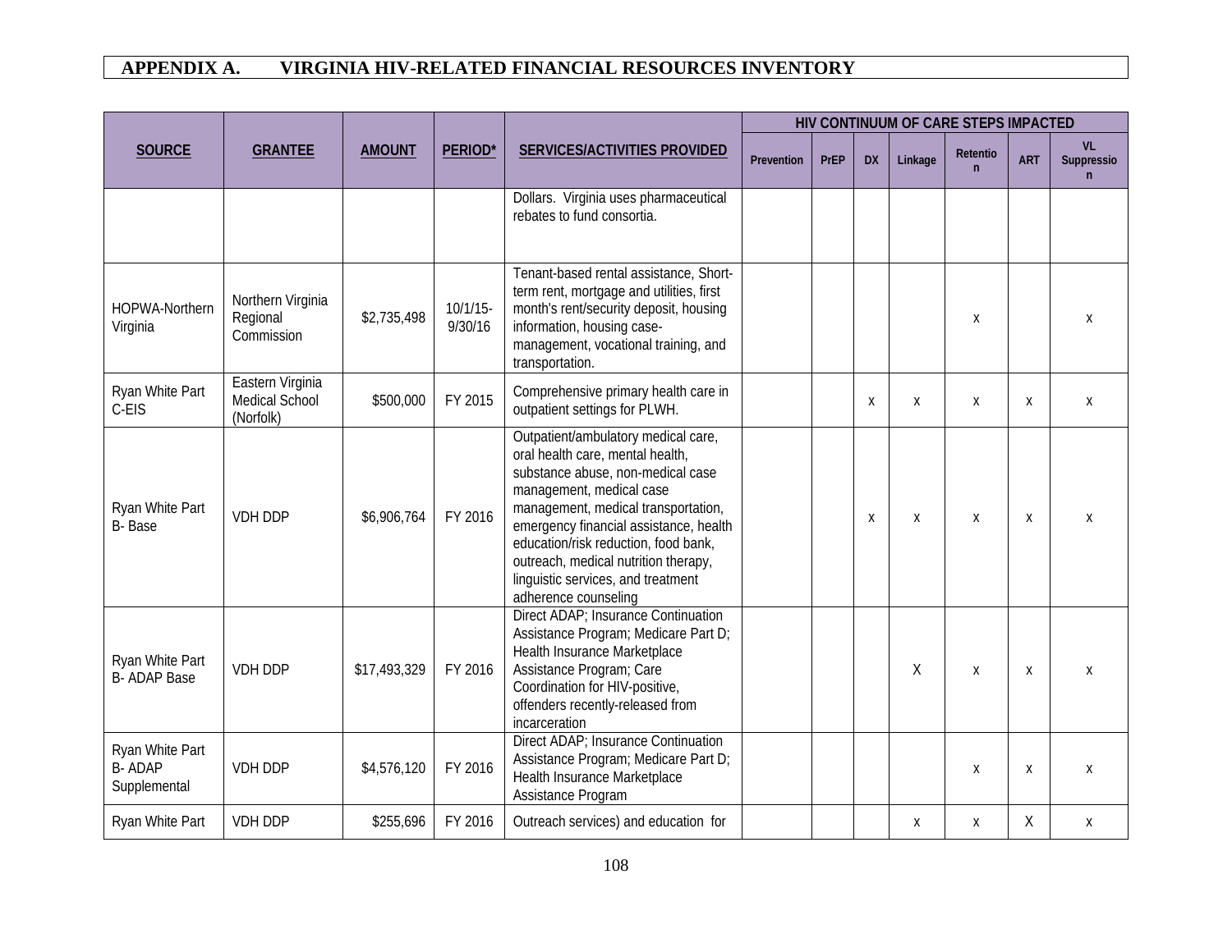## APPENDIX A. VIRGINIA HIV-RELATED FINANCIAL RESOURCES INVENTORY

| SOURCE | GRANTEE | AMOUNT | PERIOD* | SERVICES/ACTIVITIES PROVIDED | HIV CONTINUUM OF CARE STEPS IMPACTED | | | | | | |
|---|---|---|---|---|---|---|---|---|---|---|---|
| | | | | | Prevention | PrEP | DX | Linkage | Retention | ART | VL Suppression |
| | | | | Dollars. Virginia uses pharmaceutical rebates to fund consortia. | | | | | | | |
| HOPWA-Northern Virginia | Northern Virginia Regional Commission | $2,735,498 | 10/1/15-9/30/16 | Tenant-based rental assistance, Short-term rent, mortgage and utilities, first month's rent/security deposit, housing information, housing case-management, vocational training, and transportation. | | | | | x | | x |
| Ryan White Part C-EIS | Eastern Virginia Medical School (Norfolk) | $500,000 | FY 2015 | Comprehensive primary health care in outpatient settings for PLWH. | | | x | x | x | x | x |
| Ryan White Part B- Base | VDH DDP | $6,906,764 | FY 2016 | Outpatient/ambulatory medical care, oral health care, mental health, substance abuse, non-medical case management, medical case management, medical transportation, emergency financial assistance, health education/risk reduction, food bank, outreach, medical nutrition therapy, linguistic services, and treatment adherence counseling | | | x | x | x | x | x |
| Ryan White Part B- ADAP Base | VDH DDP | $17,493,329 | FY 2016 | Direct ADAP; Insurance Continuation Assistance Program; Medicare Part D; Health Insurance Marketplace Assistance Program; Care Coordination for HIV-positive, offenders recently-released from incarceration | | | | X | x | x | x |
| Ryan White Part B- ADAP Supplemental | VDH DDP | $4,576,120 | FY 2016 | Direct ADAP; Insurance Continuation Assistance Program; Medicare Part D; Health Insurance Marketplace Assistance Program | | | | | x | x | x |
| Ryan White Part | VDH DDP | $255,696 | FY 2016 | Outreach services) and education for | | | | x | x | X | x |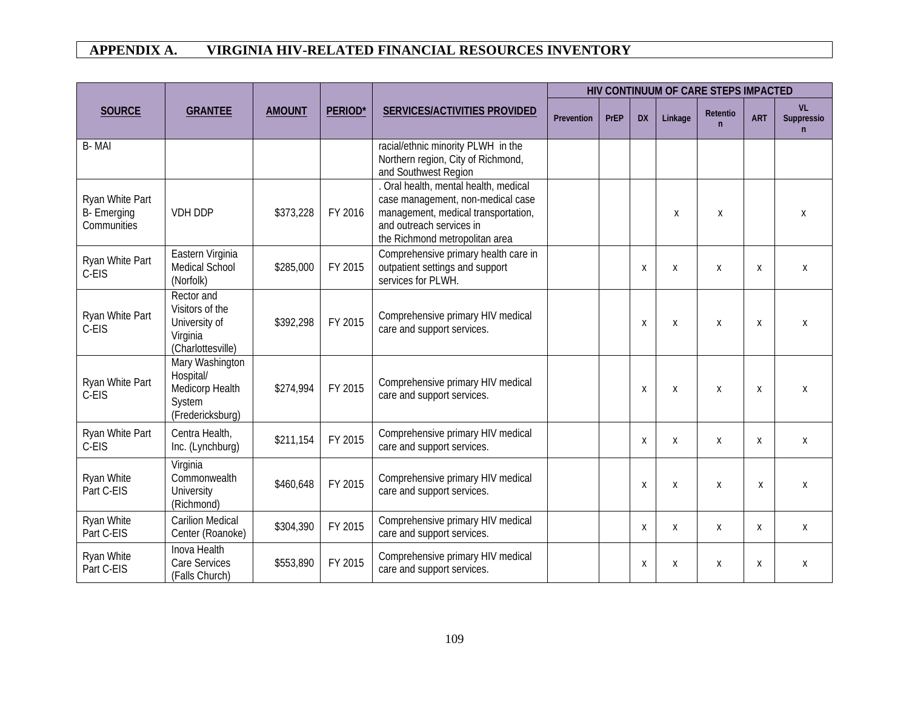## APPENDIX A. VIRGINIA HIV-RELATED FINANCIAL RESOURCES INVENTORY

| SOURCE | GRANTEE | AMOUNT | PERIOD* | SERVICES/ACTIVITIES PROVIDED | HIV CONTINUUM OF CARE STEPS IMPACTED | | | | | | |
|---|---|---|---|---|---|---|---|---|---|---|---|
| | | | | | Prevention | PrEP | DX | Linkage | Retention | ART | VL Suppression |
| B- MAI | | | | racial/ethnic minority PLWH in the Northern region, City of Richmond, and Southwest Region | | | | | | | |
| Ryan White Part B- Emerging Communities | VDH DDP | $373,228 | FY 2016 | . Oral health, mental health, medical case management, non-medical case management, medical transportation, and outreach services in the Richmond metropolitan area | | | | x | x | | x |
| Ryan White Part C-EIS | Eastern Virginia Medical School (Norfolk) | $285,000 | FY 2015 | Comprehensive primary health care in outpatient settings and support services for PLWH. | | | x | x | x | x | x |
| Ryan White Part C-EIS | Rector and Visitors of the University of Virginia (Charlottesville) | $392,298 | FY 2015 | Comprehensive primary HIV medical care and support services. | | | x | x | x | x | x |
| Ryan White Part C-EIS | Mary Washington Hospital/ Medicorp Health System (Fredericksburg) | $274,994 | FY 2015 | Comprehensive primary HIV medical care and support services. | | | x | x | x | x | x |
| Ryan White Part C-EIS | Centra Health, Inc. (Lynchburg) | $211,154 | FY 2015 | Comprehensive primary HIV medical care and support services. | | | x | x | x | x | x |
| Ryan White Part C-EIS | Virginia Commonwealth University (Richmond) | $460,648 | FY 2015 | Comprehensive primary HIV medical care and support services. | | | x | x | x | x | x |
| Ryan White Part C-EIS | Carilion Medical Center (Roanoke) | $304,390 | FY 2015 | Comprehensive primary HIV medical care and support services. | | | x | x | x | x | x |
| Ryan White Part C-EIS | Inova Health Care Services (Falls Church) | $553,890 | FY 2015 | Comprehensive primary HIV medical care and support services. | | | x | x | x | x | x |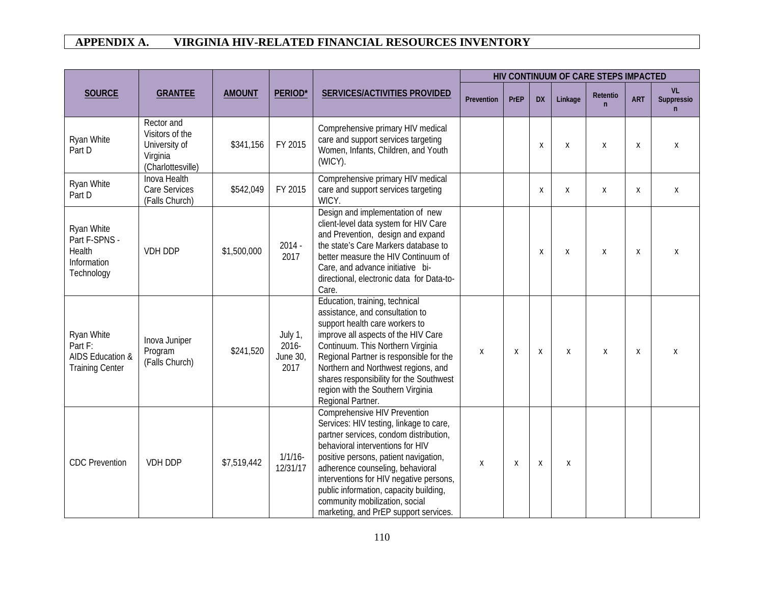## APPENDIX A. VIRGINIA HIV-RELATED FINANCIAL RESOURCES INVENTORY

| SOURCE | GRANTEE | AMOUNT | PERIOD* | SERVICES/ACTIVITIES PROVIDED | HIV CONTINUUM OF CARE STEPS IMPACTED | | | | | | |
|---|---|---|---|---|---|---|---|---|---|---|---|
| | | | | | Prevention | PrEP | DX | Linkage | Retention | ART | VL Suppression |
| Ryan White Part D | Rector and Visitors of the University of Virginia (Charlottesville) | $341,156 | FY 2015 | Comprehensive primary HIV medical care and support services targeting Women, Infants, Children, and Youth (WICY). | | | x | x | x | x | x |
| Ryan White Part D | Inova Health Care Services (Falls Church) | $542,049 | FY 2015 | Comprehensive primary HIV medical care and support services targeting WICY. | | | x | x | x | x | x |
| Ryan White Part F-SPNS - Health Information Technology | VDH DDP | $1,500,000 | 2014 - 2017 | Design and implementation of new client-level data system for HIV Care and Prevention, design and expand the state's Care Markers database to better measure the HIV Continuum of Care, and advance initiative bi-directional, electronic data for Data-to-Care. | | | x | x | x | x | x |
| Ryan White Part F: AIDS Education & Training Center | Inova Juniper Program (Falls Church) | $241,520 | July 1, 2016- June 30, 2017 | Education, training, technical assistance, and consultation to support health care workers to improve all aspects of the HIV Care Continuum. This Northern Virginia Regional Partner is responsible for the Northern and Northwest regions, and shares responsibility for the Southwest region with the Southern Virginia Regional Partner. | x | x | x | x | x | x | x |
| CDC Prevention | VDH DDP | $7,519,442 | 1/1/16-12/31/17 | Comprehensive HIV Prevention Services: HIV testing, linkage to care, partner services, condom distribution, behavioral interventions for HIV positive persons, patient navigation, adherence counseling, behavioral interventions for HIV negative persons, public information, capacity building, community mobilization, social marketing, and PrEP support services. | x | x | x | x | | | |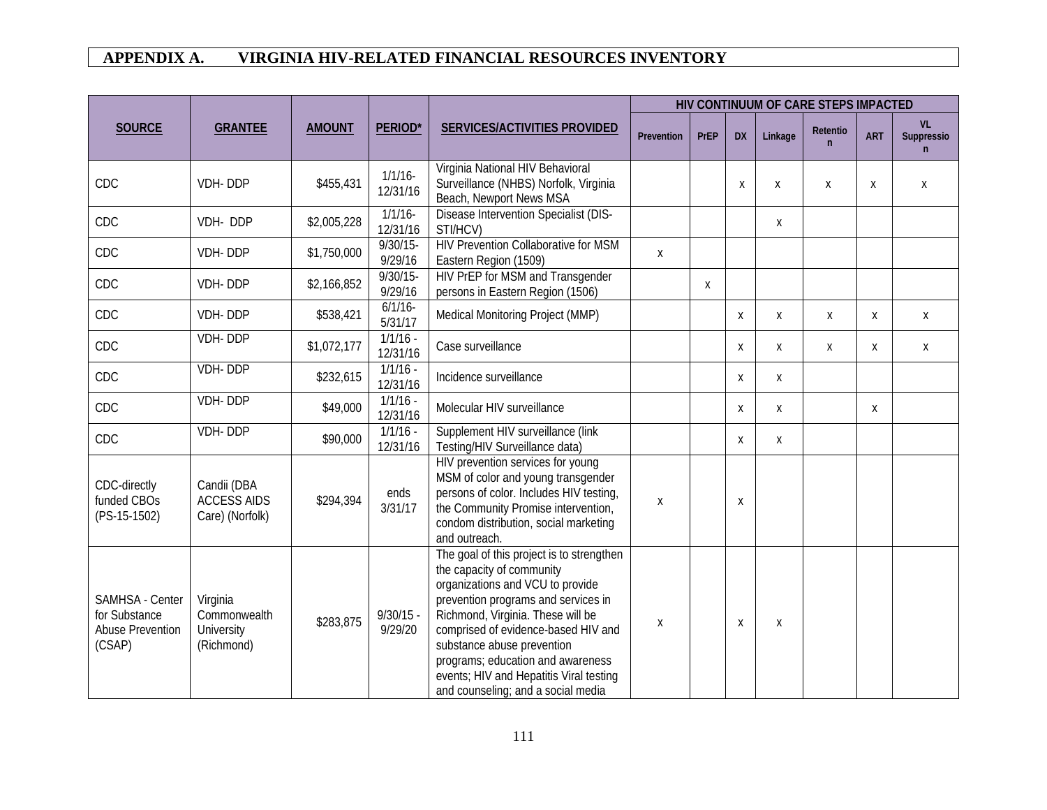## APPENDIX A. VIRGINIA HIV-RELATED FINANCIAL RESOURCES INVENTORY

| SOURCE | GRANTEE | AMOUNT | PERIOD* | SERVICES/ACTIVITIES PROVIDED | HIV CONTINUUM OF CARE STEPS IMPACTED | | | | | | |
|---|---|---|---|---|---|---|---|---|---|---|---|
| | | | | | Prevention | PrEP | DX | Linkage | Retention | ART | VL Suppression |
| CDC | VDH- DDP | $455,431 | 1/1/16-12/31/16 | Virginia National HIV Behavioral Surveillance (NHBS) Norfolk, Virginia Beach, Newport News MSA | | | x | x | x | x | x |
| CDC | VDH- DDP | $2,005,228 | 1/1/16-12/31/16 | Disease Intervention Specialist (DIS-STI/HCV) | | | | x | | | |
| CDC | VDH- DDP | $1,750,000 | 9/30/15-9/29/16 | HIV Prevention Collaborative for MSM Eastern Region (1509) | x | | | | | | |
| CDC | VDH- DDP | $2,166,852 | 9/30/15-9/29/16 | HIV PrEP for MSM and Transgender persons in Eastern Region (1506) | | x | | | | | |
| CDC | VDH- DDP | $538,421 | 6/1/16-5/31/17 | Medical Monitoring Project (MMP) | | | x | x | x | x | x |
| CDC | VDH- DDP | $1,072,177 | 1/1/16 - 12/31/16 | Case surveillance | | | x | x | x | x | x |
| CDC | VDH- DDP | $232,615 | 1/1/16 - 12/31/16 | Incidence surveillance | | | x | x | | | |
| CDC | VDH- DDP | $49,000 | 1/1/16 - 12/31/16 | Molecular HIV surveillance | | | x | x | | x | |
| CDC | VDH- DDP | $90,000 | 1/1/16 - 12/31/16 | Supplement HIV surveillance (link Testing/HIV Surveillance data) | | | x | x | | | |
| CDC-directly funded CBOs (PS-15-1502) | Candii (DBA ACCESS AIDS Care) (Norfolk) | $294,394 | ends 3/31/17 | HIV prevention services for young MSM of color and young transgender persons of color. Includes HIV testing, the Community Promise intervention, condom distribution, social marketing and outreach. | x | | x | | | | |
| SAMHSA - Center for Substance Abuse Prevention (CSAP) | Virginia Commonwealth University (Richmond) | $283,875 | 9/30/15 - 9/29/20 | The goal of this project is to strengthen the capacity of community organizations and VCU to provide prevention programs and services in Richmond, Virginia. These will be comprised of evidence-based HIV and substance abuse prevention programs; education and awareness events; HIV and Hepatitis Viral testing and counseling; and a social media | x | | x | x | | | |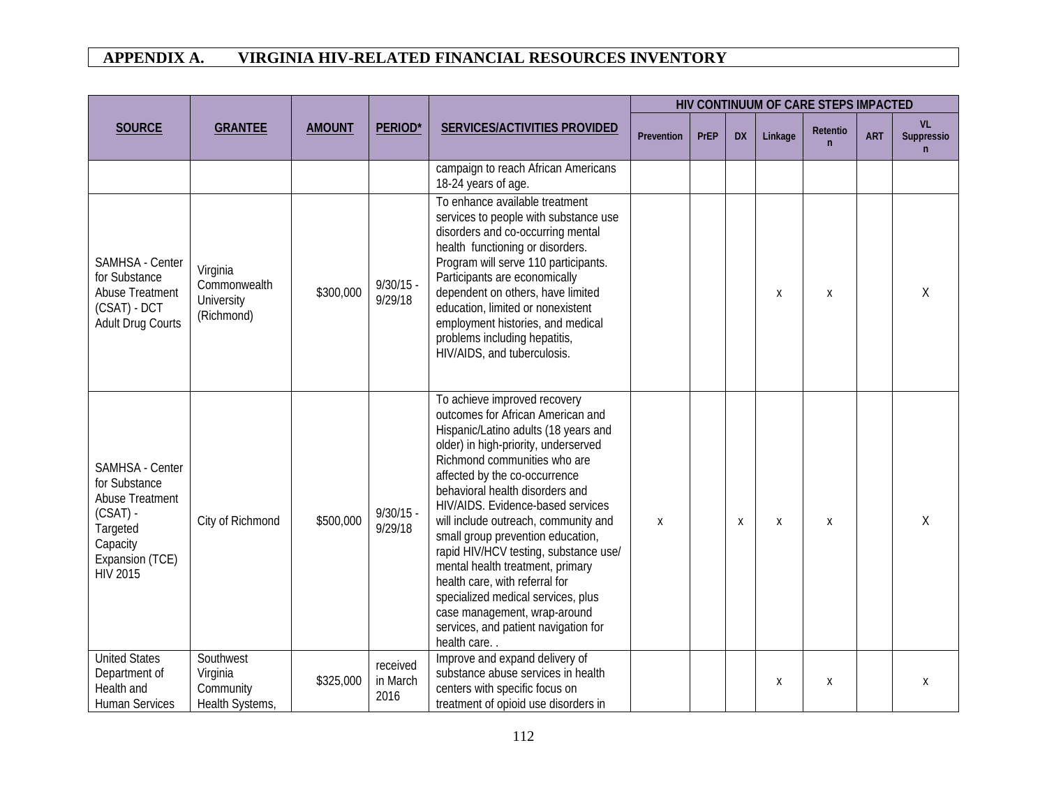# APPENDIX A. VIRGINIA HIV-RELATED FINANCIAL RESOURCES INVENTORY

| SOURCE | GRANTEE | AMOUNT | PERIOD* | SERVICES/ACTIVITIES PROVIDED | HIV CONTINUUM OF CARE STEPS IMPACTED | | | | | | |
|---|---|---|---|---|---|---|---|---|---|---|---|
| | | | | | Prevention | PrEP | DX | Linkage | Retention | ART | VL Suppression |
| | | | | campaign to reach African Americans 18-24 years of age. | | | | | | | |
| SAMHSA - Center for Substance Abuse Treatment (CSAT) - DCT Adult Drug Courts | Virginia Commonwealth University (Richmond) | $300,000 | 9/30/15 - 9/29/18 | To enhance available treatment services to people with substance use disorders and co-occurring mental health functioning or disorders. Program will serve 110 participants. Participants are economically dependent on others, have limited education, limited or nonexistent employment histories, and medical problems including hepatitis, HIV/AIDS, and tuberculosis. | | | | x | x | | X |
| SAMHSA - Center for Substance Abuse Treatment (CSAT) - Targeted Capacity Expansion (TCE) HIV 2015 | City of Richmond | $500,000 | 9/30/15 - 9/29/18 | To achieve improved recovery outcomes for African American and Hispanic/Latino adults (18 years and older) in high-priority, underserved Richmond communities who are affected by the co-occurrence behavioral health disorders and HIV/AIDS. Evidence-based services will include outreach, community and small group prevention education, rapid HIV/HCV testing, substance use/ mental health treatment, primary health care, with referral for specialized medical services, plus case management, wrap-around services, and patient navigation for health care. . | x | | x | x | x | | X |
| United States Department of Health and Human Services | Southwest Virginia Community Health Systems, | $325,000 | received in March 2016 | Improve and expand delivery of substance abuse services in health centers with specific focus on treatment of opioid use disorders in | | | | x | x | | x |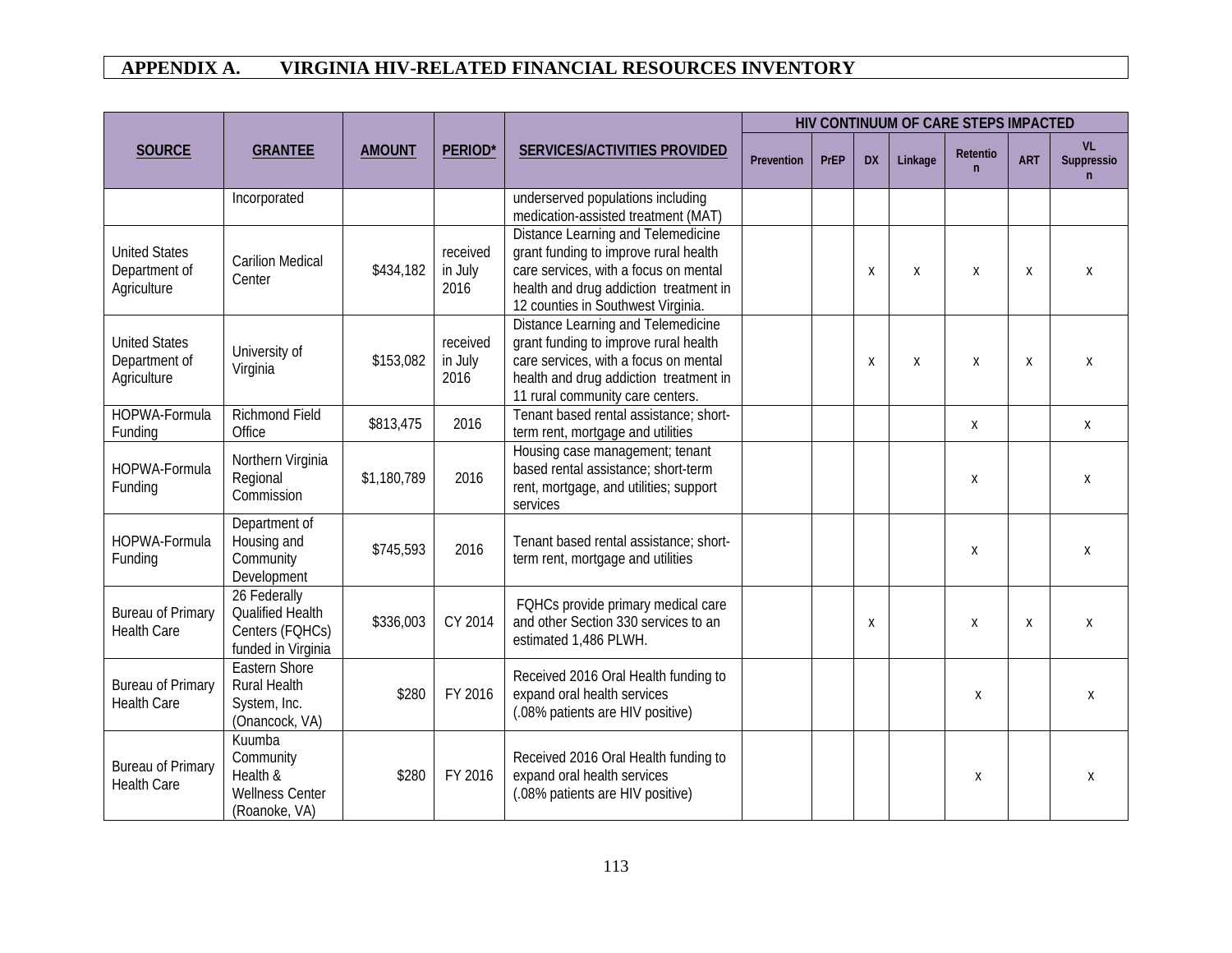# APPENDIX A. VIRGINIA HIV-RELATED FINANCIAL RESOURCES INVENTORY

| SOURCE | GRANTEE | AMOUNT | PERIOD* | SERVICES/ACTIVITIES PROVIDED | HIV CONTINUUM OF CARE STEPS IMPACTED | | | | | | |
|---|---|---|---|---|---|---|---|---|---|---|---|
| | | | | | Prevention | PrEP | DX | Linkage | Retention | ART | VL Suppression |
| | Incorporated | | | underserved populations including medication-assisted treatment (MAT) | | | | | | | |
| United States Department of Agriculture | Carilion Medical Center | $434,182 | received in July 2016 | Distance Learning and Telemedicine grant funding to improve rural health care services, with a focus on mental health and drug addiction treatment in 12 counties in Southwest Virginia. | | | x | x | x | x | x |
| United States Department of Agriculture | University of Virginia | $153,082 | received in July 2016 | Distance Learning and Telemedicine grant funding to improve rural health care services, with a focus on mental health and drug addiction treatment in 11 rural community care centers. | | | x | x | x | x | x |
| HOPWA-Formula Funding | Richmond Field Office | $813,475 | 2016 | Tenant based rental assistance; short-term rent, mortgage and utilities | | | | | x | | x |
| HOPWA-Formula Funding | Northern Virginia Regional Commission | $1,180,789 | 2016 | Housing case management; tenant based rental assistance; short-term rent, mortgage, and utilities; support services | | | | | x | | x |
| HOPWA-Formula Funding | Department of Housing and Community Development | $745,593 | 2016 | Tenant based rental assistance; short-term rent, mortgage and utilities | | | | | x | | x |
| Bureau of Primary Health Care | 26 Federally Qualified Health Centers (FQHCs) funded in Virginia | $336,003 | CY 2014 | FQHCs provide primary medical care and other Section 330 services to an estimated 1,486 PLWH. | | | x | | x | x | x |
| Bureau of Primary Health Care | Eastern Shore Rural Health System, Inc. (Onancock, VA) | $280 | FY 2016 | Received 2016 Oral Health funding to expand oral health services (.08% patients are HIV positive) | | | | | x | | x |
| Bureau of Primary Health Care | Kuumba Community Health & Wellness Center (Roanoke, VA) | $280 | FY 2016 | Received 2016 Oral Health funding to expand oral health services (.08% patients are HIV positive) | | | | | x | | x |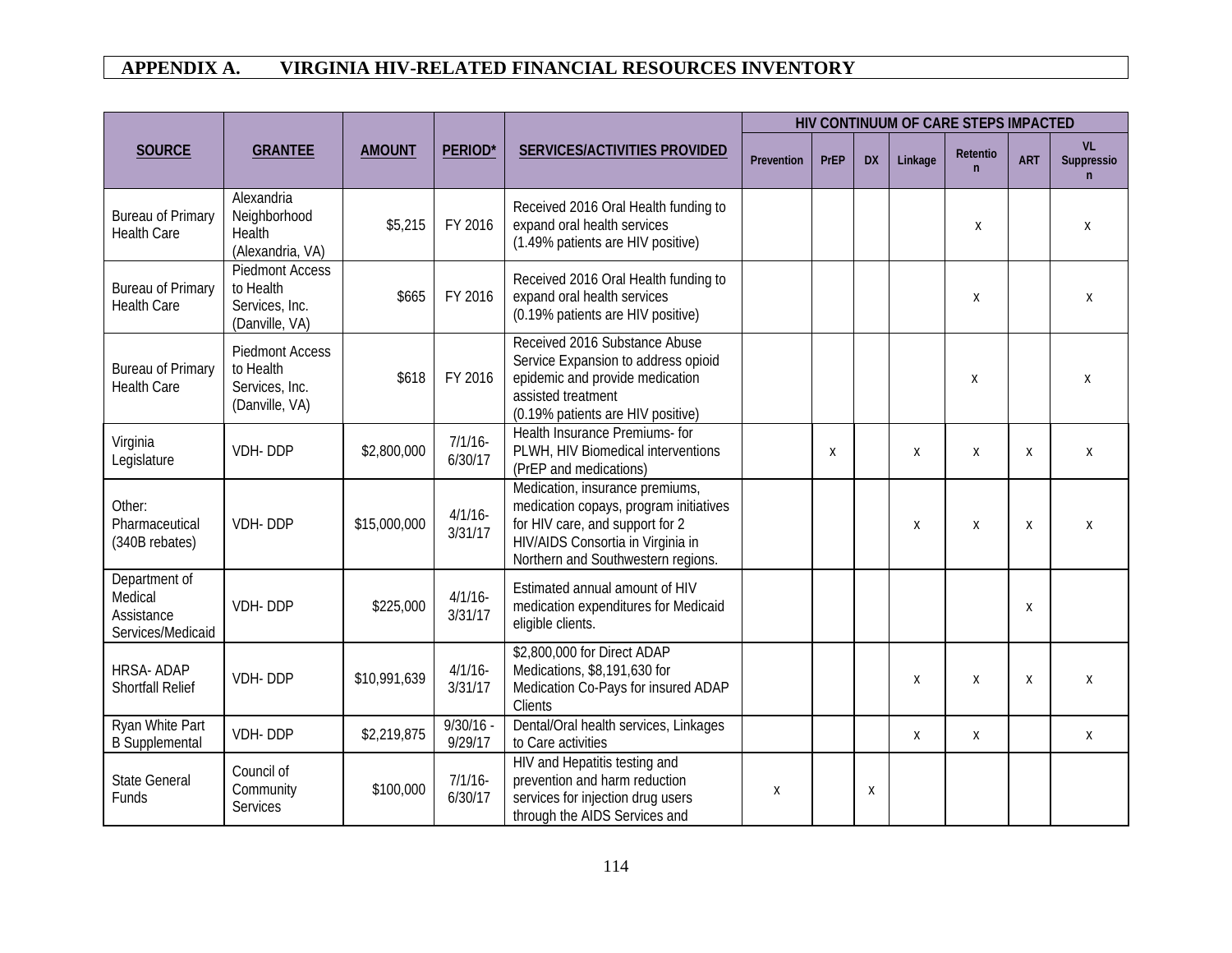## APPENDIX A. VIRGINIA HIV-RELATED FINANCIAL RESOURCES INVENTORY

| SOURCE | GRANTEE | AMOUNT | PERIOD* | SERVICES/ACTIVITIES PROVIDED | HIV CONTINUUM OF CARE STEPS IMPACTED | | | | | | |
|---|---|---|---|---|---|---|---|---|---|---|---|
| | | | | | Prevention | PrEP | DX | Linkage | Retention | ART | VL Suppression |
| Bureau of Primary Health Care | Alexandria Neighborhood Health (Alexandria, VA) | $5,215 | FY 2016 | Received 2016 Oral Health funding to expand oral health services (1.49% patients are HIV positive) | | | | | x | | x |
| Bureau of Primary Health Care | Piedmont Access to Health Services, Inc. (Danville, VA) | $665 | FY 2016 | Received 2016 Oral Health funding to expand oral health services (0.19% patients are HIV positive) | | | | | x | | x |
| Bureau of Primary Health Care | Piedmont Access to Health Services, Inc. (Danville, VA) | $618 | FY 2016 | Received 2016 Substance Abuse Service Expansion to address opioid epidemic and provide medication assisted treatment (0.19% patients are HIV positive) | | | | | x | | x |
| Virginia Legislature | VDH- DDP | $2,800,000 | 7/1/16-6/30/17 | Health Insurance Premiums- for PLWH, HIV Biomedical interventions (PrEP and medications) | | x | | x | x | x | x |
| Other: Pharmaceutical (340B rebates) | VDH- DDP | $15,000,000 | 4/1/16-3/31/17 | Medication, insurance premiums, medication copays, program initiatives for HIV care, and support for 2 HIV/AIDS Consortia in Virginia in Northern and Southwestern regions. | | | | x | x | x | x |
| Department of Medical Assistance Services/Medicaid | VDH- DDP | $225,000 | 4/1/16-3/31/17 | Estimated annual amount of HIV medication expenditures for Medicaid eligible clients. | | | | | | x | |
| HRSA- ADAP Shortfall Relief | VDH- DDP | $10,991,639 | 4/1/16-3/31/17 | $2,800,000 for Direct ADAP Medications, $8,191,630 for Medication Co-Pays for insured ADAP Clients | | | | x | x | x | x |
| Ryan White Part B Supplemental | VDH- DDP | $2,219,875 | 9/30/16 - 9/29/17 | Dental/Oral health services, Linkages to Care activities | | | | x | x | | x |
| State General Funds | Council of Community Services | $100,000 | 7/1/16-6/30/17 | HIV and Hepatitis testing and prevention and harm reduction services for injection drug users through the AIDS Services and | x | | x | | | | |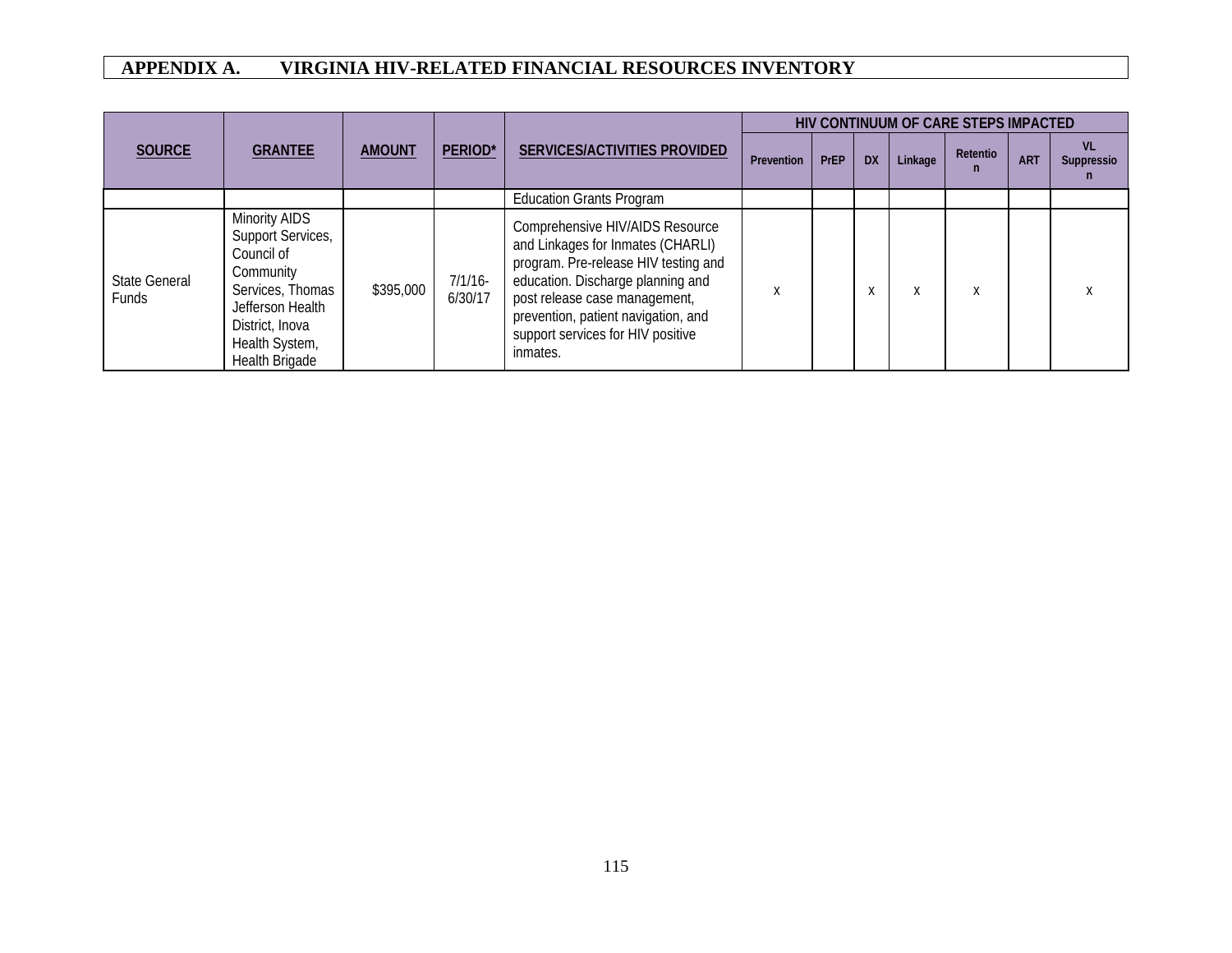## APPENDIX A. VIRGINIA HIV-RELATED FINANCIAL RESOURCES INVENTORY

| SOURCE | GRANTEE | AMOUNT | PERIOD* | SERVICES/ACTIVITIES PROVIDED | HIV CONTINUUM OF CARE STEPS IMPACTED | | | | | | |
|---|---|---|---|---|---|---|---|---|---|---|---|
| | | | | | Prevention | PrEP | DX | Linkage | Retention | ART | VL Suppression |
| | | | | Education Grants Program | | | | | | | |
| State General Funds | Minority AIDS Support Services, Council of Community Services, Thomas Jefferson Health District, Inova Health System, Health Brigade | $395,000 | 7/1/16-6/30/17 | Comprehensive HIV/AIDS Resource and Linkages for Inmates (CHARLI) program. Pre-release HIV testing and education. Discharge planning and post release case management, prevention, patient navigation, and support services for HIV positive inmates. | X | | X | X | X | | X |